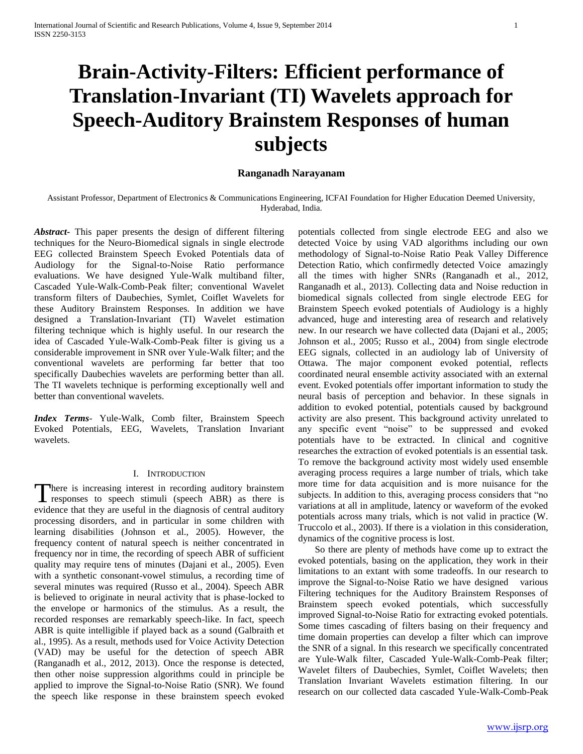# Brain-Activity-Filters: Efficient performance of Translation-Invariant (TI) Wavelets approach for Speech-Auditory Brainstem Responses of human subjects

**Ranganadh Narayanam**

Assistant Professor, Department of Electronics & Communications Engineering, ICFAI Foundation for Higher Education Deemed University, Hyderabad, India.

***Abstract*-** This paper presents the design of different filtering techniques for the Neuro-Biomedical signals in single electrode EEG collected Brainstem Speech Evoked Potentials data of Audiology for the Signal-to-Noise Ratio performance evaluations. We have designed Yule-Walk multiband filter, Cascaded Yule-Walk-Comb-Peak filter; conventional Wavelet transform filters of Daubechies, Symlet, Coiflet Wavelets for these Auditory Brainstem Responses. In addition we have designed a Translation-Invariant (TI) Wavelet estimation filtering technique which is highly useful. In our research the idea of Cascaded Yule-Walk-Comb-Peak filter is giving us a considerable improvement in SNR over Yule-Walk filter; and the conventional wavelets are performing far better that too specifically Daubechies wavelets are performing better than all. The TI wavelets technique is performing exceptionally well and better than conventional wavelets.

***Index Terms*-** Yule-Walk, Comb filter, Brainstem Speech Evoked Potentials, EEG, Wavelets, Translation Invariant wavelets.

## I. Introduction

There is increasing interest in recording auditory brainstem responses to speech stimuli (speech ABR) as there is evidence that they are useful in the diagnosis of central auditory processing disorders, and in particular in some children with learning disabilities (Johnson et al., 2005). However, the frequency content of natural speech is neither concentrated in frequency nor in time, the recording of speech ABR of sufficient quality may require tens of minutes (Dajani et al., 2005). Even with a synthetic consonant-vowel stimulus, a recording time of several minutes was required (Russo et al., 2004). Speech ABR is believed to originate in neural activity that is phase-locked to the envelope or harmonics of the stimulus. As a result, the recorded responses are remarkably speech-like. In fact, speech ABR is quite intelligible if played back as a sound (Galbraith et al., 1995). As a result, methods used for Voice Activity Detection (VAD) may be useful for the detection of speech ABR (Ranganadh et al., 2012, 2013). Once the response is detected, then other noise suppression algorithms could in principle be applied to improve the Signal-to-Noise Ratio (SNR). We found the speech like response in these brainstem speech evoked potentials collected from single electrode EEG and also we detected Voice by using VAD algorithms including our own methodology of Signal-to-Noise Ratio Peak Valley Difference Detection Ratio, which confirmedly detected Voice amazingly all the times with higher SNRs (Ranganadh et al., 2012, Ranganadh et al., 2013). Collecting data and Noise reduction in biomedical signals collected from single electrode EEG for Brainstem Speech evoked potentials of Audiology is a highly advanced, huge and interesting area of research and relatively new. In our research we have collected data (Dajani et al., 2005; Johnson et al., 2005; Russo et al., 2004) from single electrode EEG signals, collected in an audiology lab of University of Ottawa. The major component evoked potential, reflects coordinated neural ensemble activity associated with an external event. Evoked potentials offer important information to study the neural basis of perception and behavior. In these signals in addition to evoked potential, potentials caused by background activity are also present. This background activity unrelated to any specific event "noise" to be suppressed and evoked potentials have to be extracted. In clinical and cognitive researches the extraction of evoked potentials is an essential task. To remove the background activity most widely used ensemble averaging process requires a large number of trials, which take more time for data acquisition and is more nuisance for the subjects. In addition to this, averaging process considers that "no variations at all in amplitude, latency or waveform of the evoked potentials across many trials, which is not valid in practice (W. Truccolo et al., 2003). If there is a violation in this consideration, dynamics of the cognitive process is lost.

So there are plenty of methods have come up to extract the evoked potentials, basing on the application, they work in their limitations to an extant with some tradeoffs. In our research to improve the Signal-to-Noise Ratio we have designed various Filtering techniques for the Auditory Brainstem Responses of Brainstem speech evoked potentials, which successfully improved Signal-to-Noise Ratio for extracting evoked potentials. Some times cascading of filters basing on their frequency and time domain properties can develop a filter which can improve the SNR of a signal. In this research we specifically concentrated are Yule-Walk filter, Cascaded Yule-Walk-Comb-Peak filter; Wavelet filters of Daubechies, Symlet, Coiflet Wavelets; then Translation Invariant Wavelets estimation filtering. In our research on our collected data cascaded Yule-Walk-Comb-Peak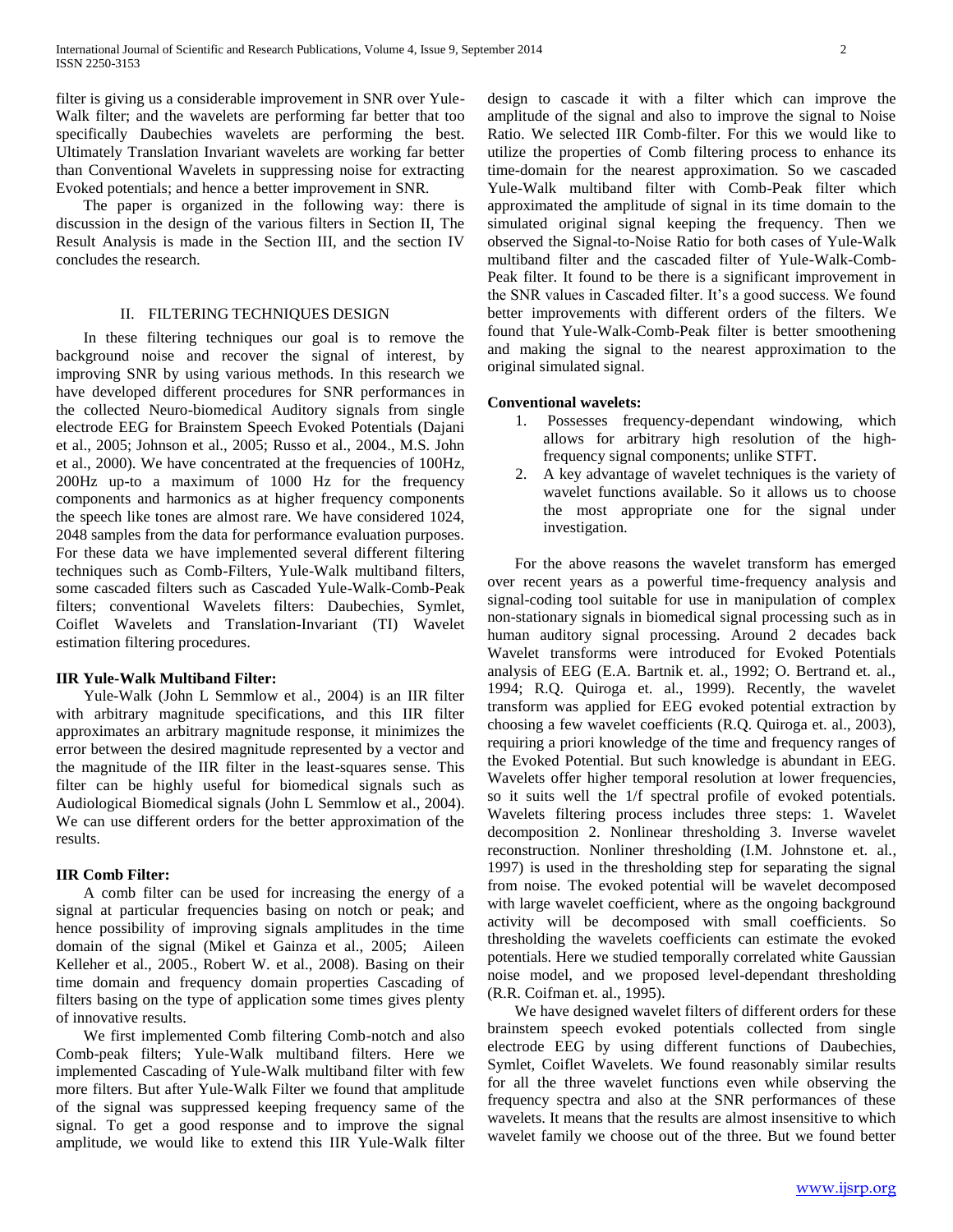filter is giving us a considerable improvement in SNR over Yule-Walk filter; and the wavelets are performing far better that too specifically Daubechies wavelets are performing the best. Ultimately Translation Invariant wavelets are working far better than Conventional Wavelets in suppressing noise for extracting Evoked potentials; and hence a better improvement in SNR.

The paper is organized in the following way: there is discussion in the design of the various filters in Section II, The Result Analysis is made in the Section III, and the section IV concludes the research.

## II. FILTERING TECHNIQUES DESIGN

In these filtering techniques our goal is to remove the background noise and recover the signal of interest, by improving SNR by using various methods. In this research we have developed different procedures for SNR performances in the collected Neuro-biomedical Auditory signals from single electrode EEG for Brainstem Speech Evoked Potentials (Dajani et al., 2005; Johnson et al., 2005; Russo et al., 2004., M.S. John et al., 2000). We have concentrated at the frequencies of 100Hz, 200Hz up-to a maximum of 1000 Hz for the frequency components and harmonics as at higher frequency components the speech like tones are almost rare. We have considered 1024, 2048 samples from the data for performance evaluation purposes. For these data we have implemented several different filtering techniques such as Comb-Filters, Yule-Walk multiband filters, some cascaded filters such as Cascaded Yule-Walk-Comb-Peak filters; conventional Wavelets filters: Daubechies, Symlet, Coiflet Wavelets and Translation-Invariant (TI) Wavelet estimation filtering procedures.

**IIR Yule-Walk Multiband Filter:**

Yule-Walk (John L Semmlow et al., 2004) is an IIR filter with arbitrary magnitude specifications, and this IIR filter approximates an arbitrary magnitude response, it minimizes the error between the desired magnitude represented by a vector and the magnitude of the IIR filter in the least-squares sense. This filter can be highly useful for biomedical signals such as Audiological Biomedical signals (John L Semmlow et al., 2004). We can use different orders for the better approximation of the results.

**IIR Comb Filter:**

A comb filter can be used for increasing the energy of a signal at particular frequencies basing on notch or peak; and hence possibility of improving signals amplitudes in the time domain of the signal (Mikel et Gainza et al., 2005; Aileen Kelleher et al., 2005., Robert W. et al., 2008). Basing on their time domain and frequency domain properties Cascading of filters basing on the type of application some times gives plenty of innovative results.

We first implemented Comb filtering Comb-notch and also Comb-peak filters; Yule-Walk multiband filters. Here we implemented Cascading of Yule-Walk multiband filter with few more filters. But after Yule-Walk Filter we found that amplitude of the signal was suppressed keeping frequency same of the signal. To get a good response and to improve the signal amplitude, we would like to extend this IIR Yule-Walk filter design to cascade it with a filter which can improve the amplitude of the signal and also to improve the signal to Noise Ratio. We selected IIR Comb-filter. For this we would like to utilize the properties of Comb filtering process to enhance its time-domain for the nearest approximation. So we cascaded Yule-Walk multiband filter with Comb-Peak filter which approximated the amplitude of signal in its time domain to the simulated original signal keeping the frequency. Then we observed the Signal-to-Noise Ratio for both cases of Yule-Walk multiband filter and the cascaded filter of Yule-Walk-Comb-Peak filter. It found to be there is a significant improvement in the SNR values in Cascaded filter. It's a good success. We found better improvements with different orders of the filters. We found that Yule-Walk-Comb-Peak filter is better smoothening and making the signal to the nearest approximation to the original simulated signal.

**Conventional wavelets:**

1. Possesses frequency-dependant windowing, which allows for arbitrary high resolution of the high-frequency signal components; unlike STFT.
2. A key advantage of wavelet techniques is the variety of wavelet functions available. So it allows us to choose the most appropriate one for the signal under investigation.

For the above reasons the wavelet transform has emerged over recent years as a powerful time-frequency analysis and signal-coding tool suitable for use in manipulation of complex non-stationary signals in biomedical signal processing such as in human auditory signal processing. Around 2 decades back Wavelet transforms were introduced for Evoked Potentials analysis of EEG (E.A. Bartnik et. al., 1992; O. Bertrand et. al., 1994; R.Q. Quiroga et. al., 1999). Recently, the wavelet transform was applied for EEG evoked potential extraction by choosing a few wavelet coefficients (R.Q. Quiroga et. al., 2003), requiring a priori knowledge of the time and frequency ranges of the Evoked Potential. But such knowledge is abundant in EEG. Wavelets offer higher temporal resolution at lower frequencies, so it suits well the 1/f spectral profile of evoked potentials. Wavelets filtering process includes three steps: 1. Wavelet decomposition 2. Nonlinear thresholding 3. Inverse wavelet reconstruction. Nonliner thresholding (I.M. Johnstone et. al., 1997) is used in the thresholding step for separating the signal from noise. The evoked potential will be wavelet decomposed with large wavelet coefficient, where as the ongoing background activity will be decomposed with small coefficients. So thresholding the wavelets coefficients can estimate the evoked potentials. Here we studied temporally correlated white Gaussian noise model, and we proposed level-dependant thresholding (R.R. Coifman et. al., 1995).

We have designed wavelet filters of different orders for these brainstem speech evoked potentials collected from single electrode EEG by using different functions of Daubechies, Symlet, Coiflet Wavelets. We found reasonably similar results for all the three wavelet functions even while observing the frequency spectra and also at the SNR performances of these wavelets. It means that the results are almost insensitive to which wavelet family we choose out of the three. But we found better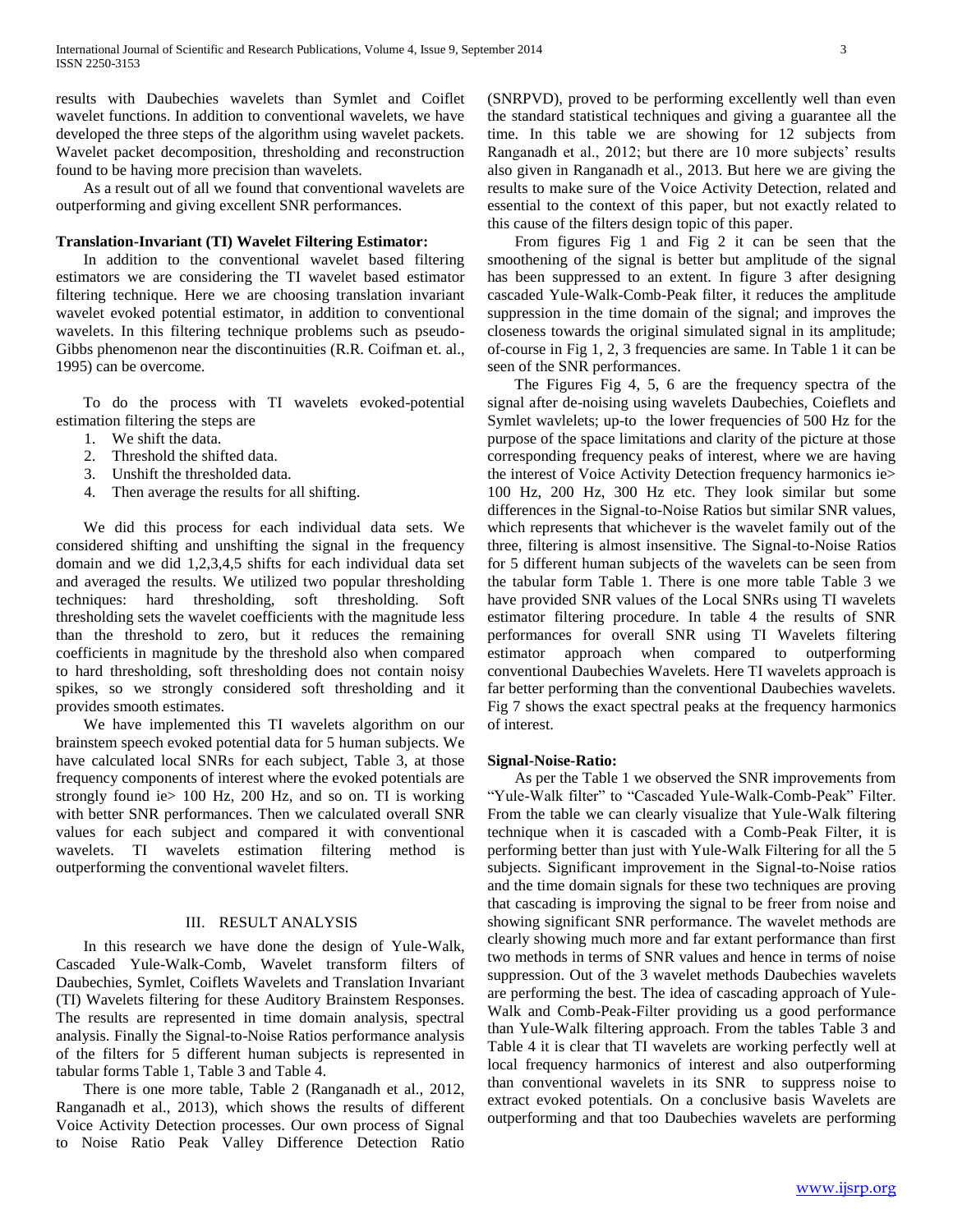results with Daubechies wavelets than Symlet and Coiflet wavelet functions. In addition to conventional wavelets, we have developed the three steps of the algorithm using wavelet packets. Wavelet packet decomposition, thresholding and reconstruction found to be having more precision than wavelets.

As a result out of all we found that conventional wavelets are outperforming and giving excellent SNR performances.

**Translation-Invariant (TI) Wavelet Filtering Estimator:**

In addition to the conventional wavelet based filtering estimators we are considering the TI wavelet based estimator filtering technique. Here we are choosing translation invariant wavelet evoked potential estimator, in addition to conventional wavelets. In this filtering technique problems such as pseudo-Gibbs phenomenon near the discontinuities (R.R. Coifman et. al., 1995) can be overcome.

To do the process with TI wavelets evoked-potential estimation filtering the steps are

1. We shift the data.
2. Threshold the shifted data.
3. Unshift the thresholded data.
4. Then average the results for all shifting.

We did this process for each individual data sets. We considered shifting and unshifting the signal in the frequency domain and we did 1,2,3,4,5 shifts for each individual data set and averaged the results. We utilized two popular thresholding techniques: hard thresholding, soft thresholding. Soft thresholding sets the wavelet coefficients with the magnitude less than the threshold to zero, but it reduces the remaining coefficients in magnitude by the threshold also when compared to hard thresholding, soft thresholding does not contain noisy spikes, so we strongly considered soft thresholding and it provides smooth estimates.

We have implemented this TI wavelets algorithm on our brainstem speech evoked potential data for 5 human subjects. We have calculated local SNRs for each subject, Table 3, at those frequency components of interest where the evoked potentials are strongly found ie> 100 Hz, 200 Hz, and so on. TI is working with better SNR performances. Then we calculated overall SNR values for each subject and compared it with conventional wavelets. TI wavelets estimation filtering method is outperforming the conventional wavelet filters.

## III. RESULT ANALYSIS

In this research we have done the design of Yule-Walk, Cascaded Yule-Walk-Comb, Wavelet transform filters of Daubechies, Symlet, Coiflets Wavelets and Translation Invariant (TI) Wavelets filtering for these Auditory Brainstem Responses. The results are represented in time domain analysis, spectral analysis. Finally the Signal-to-Noise Ratios performance analysis of the filters for 5 different human subjects is represented in tabular forms Table 1, Table 3 and Table 4.

There is one more table, Table 2 (Ranganadh et al., 2012, Ranganadh et al., 2013), which shows the results of different Voice Activity Detection processes. Our own process of Signal to Noise Ratio Peak Valley Difference Detection Ratio (SNRPVD), proved to be performing excellently well than even the standard statistical techniques and giving a guarantee all the time. In this table we are showing for 12 subjects from Ranganadh et al., 2012; but there are 10 more subjects' results also given in Ranganadh et al., 2013. But here we are giving the results to make sure of the Voice Activity Detection, related and essential to the context of this paper, but not exactly related to this cause of the filters design topic of this paper.

From figures Fig 1 and Fig 2 it can be seen that the smoothening of the signal is better but amplitude of the signal has been suppressed to an extent. In figure 3 after designing cascaded Yule-Walk-Comb-Peak filter, it reduces the amplitude suppression in the time domain of the signal; and improves the closeness towards the original simulated signal in its amplitude; of-course in Fig 1, 2, 3 frequencies are same. In Table 1 it can be seen of the SNR performances.

The Figures Fig 4, 5, 6 are the frequency spectra of the signal after de-noising using wavelets Daubechies, Coieflets and Symlet wavlelets; up-to the lower frequencies of 500 Hz for the purpose of the space limitations and clarity of the picture at those corresponding frequency peaks of interest, where we are having the interest of Voice Activity Detection frequency harmonics ie> 100 Hz, 200 Hz, 300 Hz etc. They look similar but some differences in the Signal-to-Noise Ratios but similar SNR values, which represents that whichever is the wavelet family out of the three, filtering is almost insensitive. The Signal-to-Noise Ratios for 5 different human subjects of the wavelets can be seen from the tabular form Table 1. There is one more table Table 3 we have provided SNR values of the Local SNRs using TI wavelets estimator filtering procedure. In table 4 the results of SNR performances for overall SNR using TI Wavelets filtering estimator approach when compared to outperforming conventional Daubechies Wavelets. Here TI wavelets approach is far better performing than the conventional Daubechies wavelets. Fig 7 shows the exact spectral peaks at the frequency harmonics of interest.

**Signal-Noise-Ratio:**

As per the Table 1 we observed the SNR improvements from "Yule-Walk filter" to "Cascaded Yule-Walk-Comb-Peak" Filter. From the table we can clearly visualize that Yule-Walk filtering technique when it is cascaded with a Comb-Peak Filter, it is performing better than just with Yule-Walk Filtering for all the 5 subjects. Significant improvement in the Signal-to-Noise ratios and the time domain signals for these two techniques are proving that cascading is improving the signal to be freer from noise and showing significant SNR performance. The wavelet methods are clearly showing much more and far extant performance than first two methods in terms of SNR values and hence in terms of noise suppression. Out of the 3 wavelet methods Daubechies wavelets are performing the best. The idea of cascading approach of Yule-Walk and Comb-Peak-Filter providing us a good performance than Yule-Walk filtering approach. From the tables Table 3 and Table 4 it is clear that TI wavelets are working perfectly well at local frequency harmonics of interest and also outperforming than conventional wavelets in its SNR to suppress noise to extract evoked potentials. On a conclusive basis Wavelets are outperforming and that too Daubechies wavelets are performing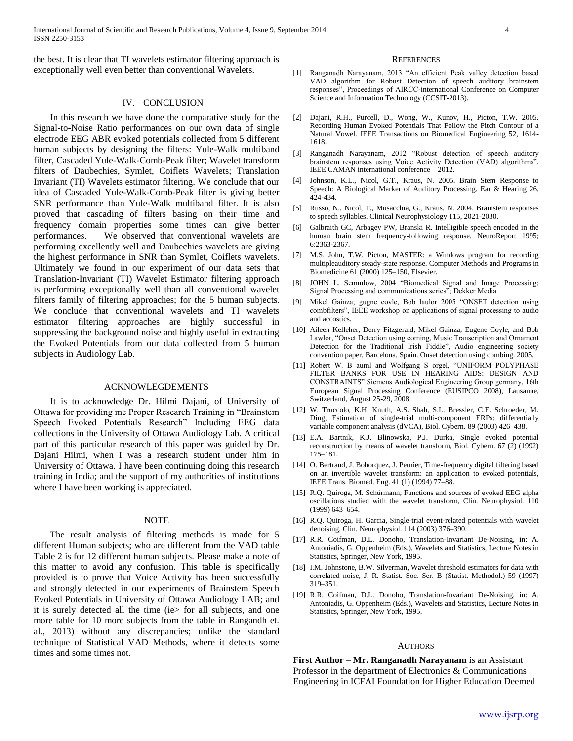the best. It is clear that TI wavelets estimator filtering approach is exceptionally well even better than conventional Wavelets.

## IV. Conclusion

In this research we have done the comparative study for the Signal-to-Noise Ratio performances on our own data of single electrode EEG ABR evoked potentials collected from 5 different human subjects by designing the filters: Yule-Walk multiband filter, Cascaded Yule-Walk-Comb-Peak filter; Wavelet transform filters of Daubechies, Symlet, Coiflets Wavelets; Translation Invariant (TI) Wavelets estimator filtering. We conclude that our idea of Cascaded Yule-Walk-Comb-Peak filter is giving better SNR performance than Yule-Walk multiband filter. It is also proved that cascading of filters basing on their time and frequency domain properties some times can give better performances. We observed that conventional wavelets are performing excellently well and Daubechies wavelets are giving the highest performance in SNR than Symlet, Coiflets wavelets. Ultimately we found in our experiment of our data sets that Translation-Invariant (TI) Wavelet Estimator filtering approach is performing exceptionally well than all conventional wavelet filters family of filtering approaches; for the 5 human subjects. We conclude that conventional wavelets and TI wavelets estimator filtering approaches are highly successful in suppressing the background noise and highly useful in extracting the Evoked Potentials from our data collected from 5 human subjects in Audiology Lab.

## Acknowlegdements

It is to acknowledge Dr. Hilmi Dajani, of University of Ottawa for providing me Proper Research Training in "Brainstem Speech Evoked Potentials Research" Including EEG data collections in the University of Ottawa Audiology Lab. A critical part of this particular research of this paper was guided by Dr. Dajani Hilmi, when I was a research student under him in University of Ottawa. I have been continuing doing this research training in India; and the support of my authorities of institutions where I have been working is appreciated.

## Note

The result analysis of filtering methods is made for 5 different Human subjects; who are different from the VAD table Table 2 is for 12 different human subjects. Please make a note of this matter to avoid any confusion. This table is specifically provided is to prove that Voice Activity has been successfully and strongly detected in our experiments of Brainstem Speech Evoked Potentials in University of Ottawa Audiology LAB; and it is surely detected all the time (ie> for all subjects, and one more table for 10 more subjects from the table in Rangandh et. al., 2013) without any discrepancies; unlike the standard technique of Statistical VAD Methods, where it detects some times and some times not.

## References

[1] Ranganadh Narayanam, 2013 "An efficient Peak valley detection based VAD algorithm for Robust Detection of speech auditory brainstem responses", Proceedings of AIRCC-international Conference on Computer Science and Information Technology (CCSIT-2013).

[2] Dajani, R.H., Purcell, D., Wong, W., Kunov, H., Picton, T.W. 2005. Recording Human Evoked Potentials That Follow the Pitch Contour of a Natural Vowel. IEEE Transactions on Biomedical Engineering 52, 1614-1618.

[3] Ranganadh Narayanam, 2012 "Robust detection of speech auditory brainstem responses using Voice Activity Detection (VAD) algorithms", IEEE CAMAN international conference – 2012.

[4] Johnson, K.L., Nicol, G.T., Kraus, N. 2005. Brain Stem Response to Speech: A Biological Marker of Auditory Processing. Ear & Hearing 26, 424-434.

[5] Russo, N., Nicol, T., Musacchia, G., Kraus, N. 2004. Brainstem responses to speech syllables. Clinical Neurophysiology 115, 2021-2030.

[6] Galbraith GC, Arbagey PW, Branski R. Intelligible speech encoded in the human brain stem frequency-following response. NeuroReport 1995; 6:2363-2367.

[7] M.S. John, T.W. Picton, MASTER: a Windows program for recording multipleauditory steady-state response. Computer Methods and Programs in Biomedicine 61 (2000) 125–150, Elsevier.

[8] JOHN L. Semmlow, 2004 "Biomedical Signal and Image Processing; Signal Processing and communications series"; Dekker Media

[9] Mikel Gainza; gugne covle, Bob laulor 2005 "ONSET detection using combfilters", IEEE workshop on applications of signal processing to audio and accostics.

[10] Aileen Kelleher, Derry Fitzgerald, Mikel Gainza, Eugene Coyle, and Bob Lawlor, "Onset Detection using coming, Music Transcription and Ornament Detection for the Traditional Irish Fiddle", Audio engineering society convention paper, Barcelona, Spain. Onset detection using combing. 2005.

[11] Robert W. B auml and Wolfgang S orgel, "UNIFORM POLYPHASE FILTER BANKS FOR USE IN HEARING AIDS: DESIGN AND CONSTRAINTS" Siemens Audiological Engineering Group germany, 16th European Signal Processing Conference (EUSIPCO 2008), Lausanne, Switzerland, August 25-29, 2008

[12] W. Truccolo, K.H. Knuth, A.S. Shah, S.L. Bressler, C.E. Schroeder, M. Ding, Estimation of single-trial multi-component ERPs: differentially variable component analysis (dVCA), Biol. Cybern. 89 (2003) 426–438.

[13] E.A. Bartnik, K.J. Blinowska, P.J. Durka, Single evoked potential reconstruction by means of wavelet transform, Biol. Cybern. 67 (2) (1992) 175–181.

[14] O. Bertrand, J. Bohorquez, J. Pernier, Time-frequency digital filtering based on an invertible wavelet transform: an application to evoked potentials, IEEE Trans. Biomed. Eng. 41 (1) (1994) 77–88.

[15] R.Q. Quiroga, M. Schürmann, Functions and sources of evoked EEG alpha oscillations studied with the wavelet transform, Clin. Neurophysiol. 110 (1999) 643–654.

[16] R.Q. Quiroga, H. Garcia, Single-trial event-related potentials with wavelet denoising, Clin. Neurophysiol. 114 (2003) 376–390.

[17] R.R. Coifman, D.L. Donoho, Translation-Invariant De-Noising, in: A. Antoniadis, G. Oppenheim (Eds.), Wavelets and Statistics, Lecture Notes in Statistics, Springer, New York, 1995.

[18] I.M. Johnstone, B.W. Silverman, Wavelet threshold estimators for data with correlated noise, J. R. Statist. Soc. Ser. B (Statist. Methodol.) 59 (1997) 319–351.

[19] R.R. Coifman, D.L. Donoho, Translation-Invariant De-Noising, in: A. Antoniadis, G. Oppenheim (Eds.), Wavelets and Statistics, Lecture Notes in Statistics, Springer, New York, 1995.

## Authors

**First Author** – **Mr. Ranganadh Narayanam** is an Assistant Professor in the department of Electronics & Communications Engineering in ICFAI Foundation for Higher Education Deemed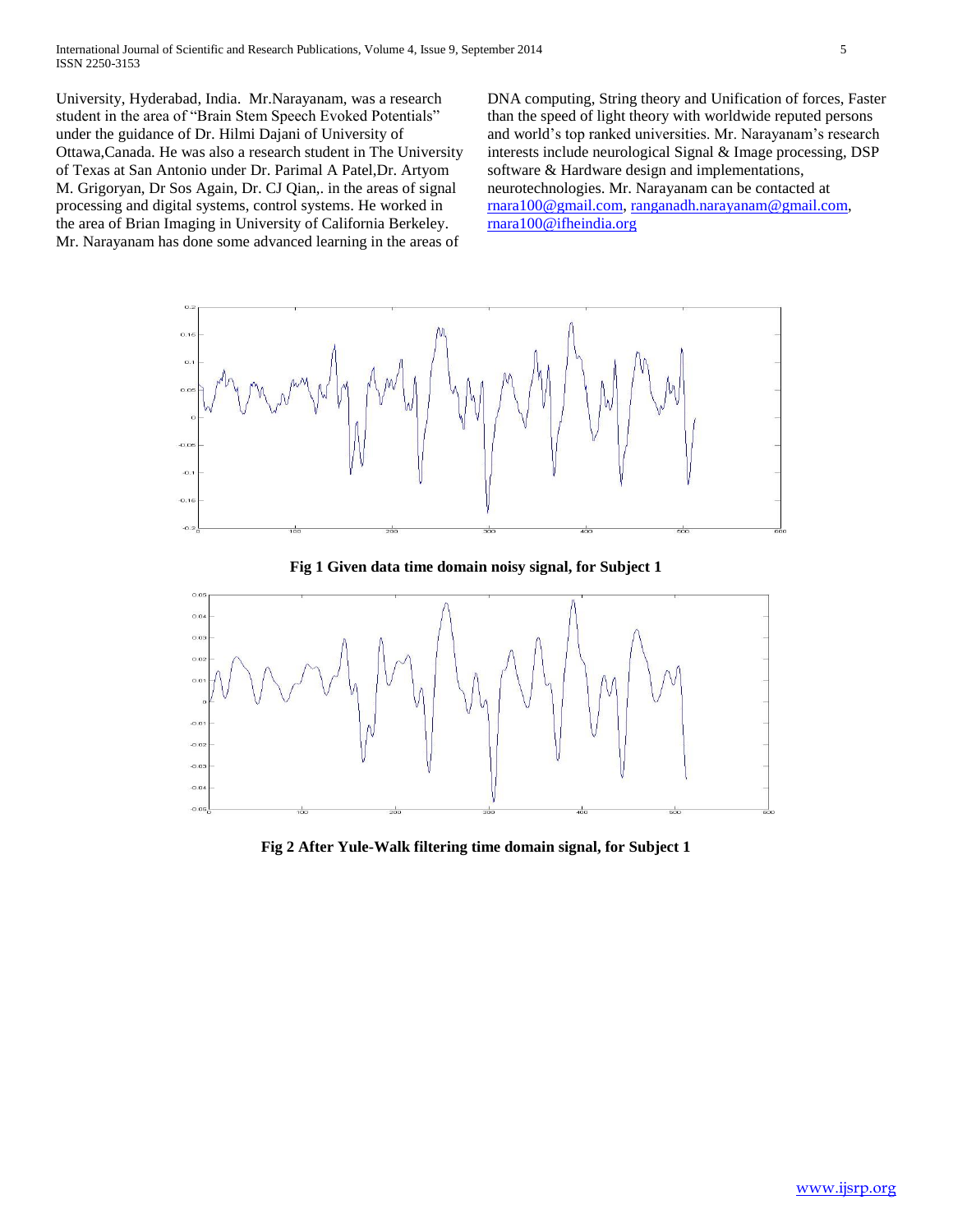University, Hyderabad, India. Mr.Narayanam, was a research student in the area of "Brain Stem Speech Evoked Potentials" under the guidance of Dr. Hilmi Dajani of University of Ottawa,Canada. He was also a research student in The University of Texas at San Antonio under Dr. Parimal A Patel,Dr. Artyom M. Grigoryan, Dr Sos Again, Dr. CJ Qian,. in the areas of signal processing and digital systems, control systems. He worked in the area of Brian Imaging in University of California Berkeley. Mr. Narayanam has done some advanced learning in the areas of DNA computing, String theory and Unification of forces, Faster than the speed of light theory with worldwide reputed persons and world's top ranked universities. Mr. Narayanam's research interests include neurological Signal & Image processing, DSP software & Hardware design and implementations, neurotechnologies. Mr. Narayanam can be contacted at rnara100@gmail.com, ranganadh.narayanam@gmail.com, rnara100@ifheindia.org

**Fig 1 Given data time domain noisy signal, for Subject 1**

**Fig 2 After Yule-Walk filtering time domain signal, for Subject 1**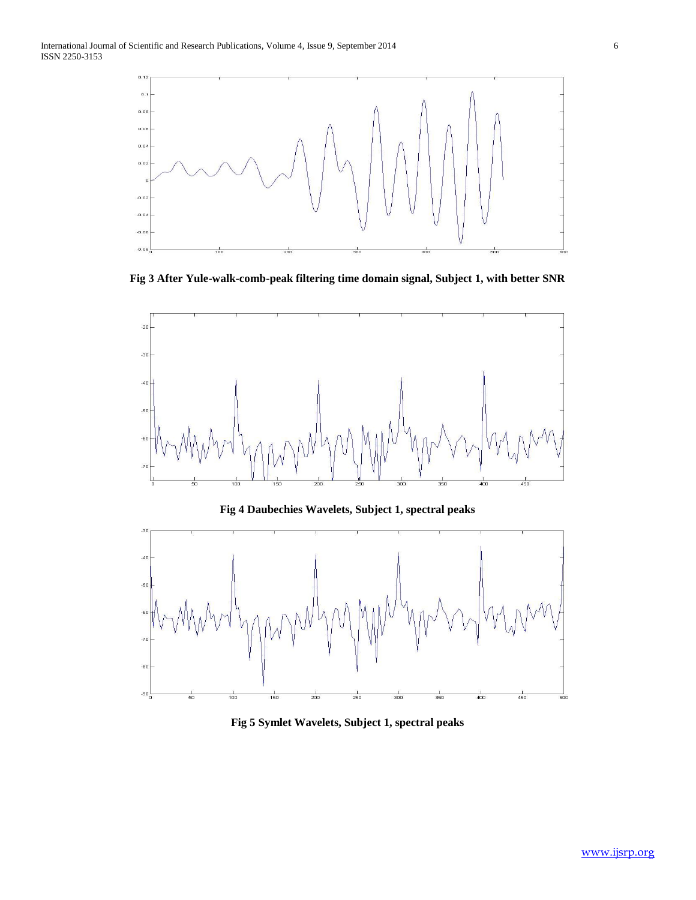Fig 3 After Yule-walk-comb-peak filtering time domain signal, Subject 1, with better SNR

Fig 4 Daubechies Wavelets, Subject 1, spectral peaks

Fig 5 Symlet Wavelets, Subject 1, spectral peaks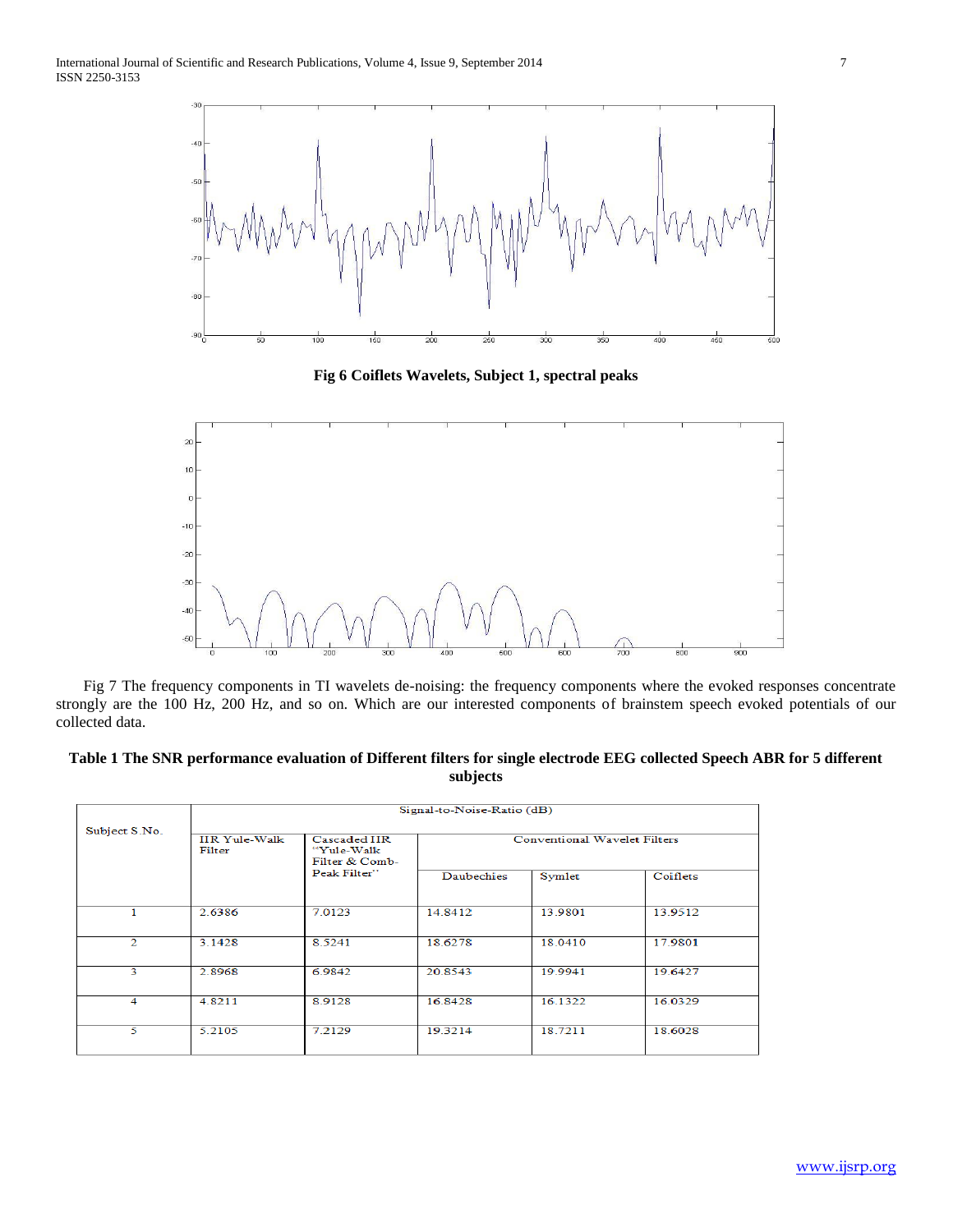**Fig 6 Coiflets Wavelets, Subject 1, spectral peaks**

Fig 7 The frequency components in TI wavelets de-noising: the frequency components where the evoked responses concentrate strongly are the 100 Hz, 200 Hz, and so on. Which are our interested components of brainstem speech evoked potentials of our collected data.

**Table 1 The SNR performance evaluation of Different filters for single electrode EEG collected Speech ABR for 5 different subjects**

| Subject S.No. | Signal-to-Noise-Ratio (dB) | | | | |
|---|---|---|---|---|---|
| | IIR Yule-Walk Filter | Cascaded IIR "Yule-Walk Filter & Comb-Peak Filter" | Conventional Wavelet Filters | | |
| | | | Daubechies | Symlet | Coiflets |
| 1 | 2.6386 | 7.0123 | 14.8412 | 13.9801 | 13.9512 |
| 2 | 3.1428 | 8.5241 | 18.6278 | 18.0410 | 17.9801 |
| 3 | 2.8968 | 6.9842 | 20.8543 | 19.9941 | 19.6427 |
| 4 | 4.8211 | 8.9128 | 16.8428 | 16.1322 | 16.0329 |
| 5 | 5.2105 | 7.2129 | 19.3214 | 18.7211 | 18.6028 |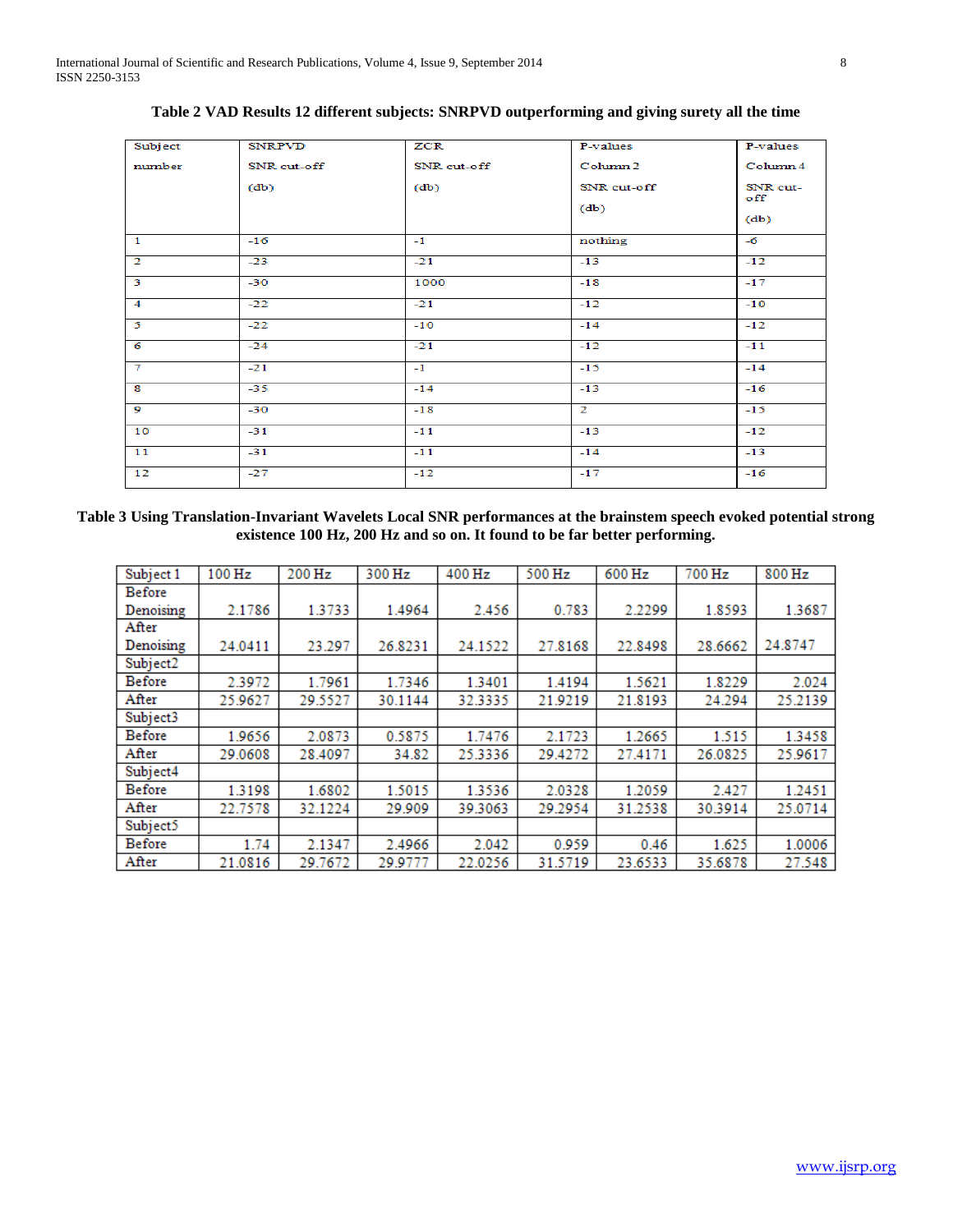**Table 2 VAD Results 12 different subjects: SNRPVD outperforming and giving surety all the time**

| Subject number | SNRPVD SNR cut-off (db) | ZCR SNR cut-off (db) | P-values Column 2 SNR cut-off (db) | P-values Column 4 SNR cut-off (db) |
|---|---|---|---|---|
| 1 | -16 | -1 | nothing | -6 |
| 2 | -23 | -21 | -13 | -12 |
| 3 | -30 | 1000 | -18 | -17 |
| 4 | -22 | -21 | -12 | -10 |
| 5 | -22 | -10 | -14 | -12 |
| 6 | -24 | -21 | -12 | -11 |
| 7 | -21 | -1 | -15 | -14 |
| 8 | -35 | -14 | -13 | -16 |
| 9 | -30 | -18 | 2 | -15 |
| 10 | -31 | -11 | -13 | -12 |
| 11 | -31 | -11 | -14 | -13 |
| 12 | -27 | -12 | -17 | -16 |

**Table 3 Using Translation-Invariant Wavelets Local SNR performances at the brainstem speech evoked potential strong existence 100 Hz, 200 Hz and so on. It found to be far better performing.**

| Subject 1 | 100 Hz | 200 Hz | 300 Hz | 400 Hz | 500 Hz | 600 Hz | 700 Hz | 800 Hz |
|---|---|---|---|---|---|---|---|---|
| Before Denoising | 2.1786 | 1.3733 | 1.4964 | 2.456 | 0.783 | 2.2299 | 1.8593 | 1.3687 |
| After Denoising | 24.0411 | 23.297 | 26.8231 | 24.1522 | 27.8168 | 22.8498 | 28.6662 | 24.8747 |
| Subject2 | | | | | | | | |
| Before | 2.3972 | 1.7961 | 1.7346 | 1.3401 | 1.4194 | 1.5621 | 1.8229 | 2.024 |
| After | 25.9627 | 29.5527 | 30.1144 | 32.3335 | 21.9219 | 21.8193 | 24.294 | 25.2139 |
| Subject3 | | | | | | | | |
| Before | 1.9656 | 2.0873 | 0.5875 | 1.7476 | 2.1723 | 1.2665 | 1.515 | 1.3458 |
| After | 29.0608 | 28.4097 | 34.82 | 25.3336 | 29.4272 | 27.4171 | 26.0825 | 25.9617 |
| Subject4 | | | | | | | | |
| Before | 1.3198 | 1.6802 | 1.5015 | 1.3536 | 2.0328 | 1.2059 | 2.427 | 1.2451 |
| After | 22.7578 | 32.1224 | 29.909 | 39.3063 | 29.2954 | 31.2538 | 30.3914 | 25.0714 |
| Subject5 | | | | | | | | |
| Before | 1.74 | 2.1347 | 2.4966 | 2.042 | 0.959 | 0.46 | 1.625 | 1.0006 |
| After | 21.0816 | 29.7672 | 29.9777 | 22.0256 | 31.5719 | 23.6533 | 35.6878 | 27.548 |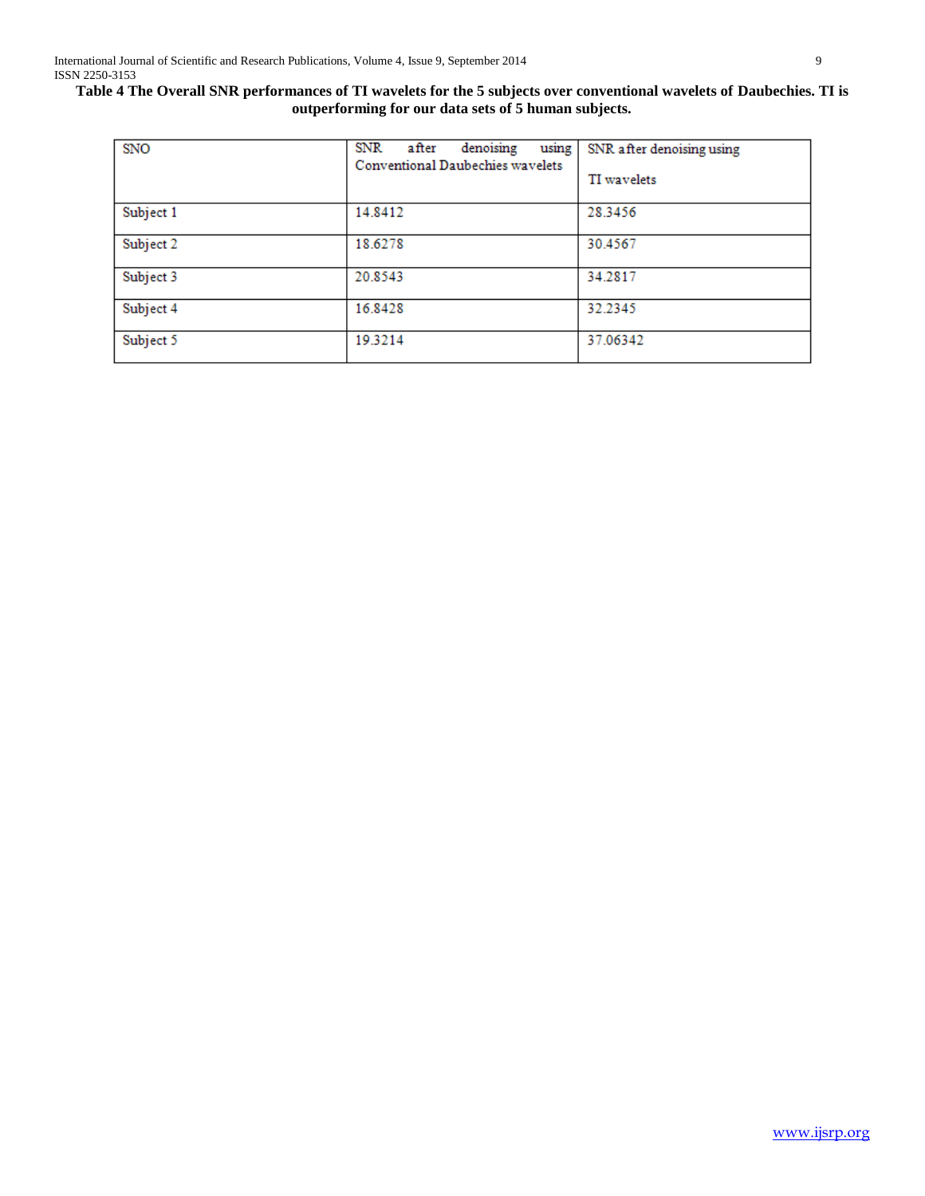**Table 4 The Overall SNR performances of TI wavelets for the 5 subjects over conventional wavelets of Daubechies. TI is outperforming for our data sets of 5 human subjects.**

| SNO | SNR after denoising using Conventional Daubechies wavelets | SNR after denoising using TI wavelets |
|---|---|---|
| Subject 1 | 14.8412 | 28.3456 |
| Subject 2 | 18.6278 | 30.4567 |
| Subject 3 | 20.8543 | 34.2817 |
| Subject 4 | 16.8428 | 32.2345 |
| Subject 5 | 19.3214 | 37.06342 |